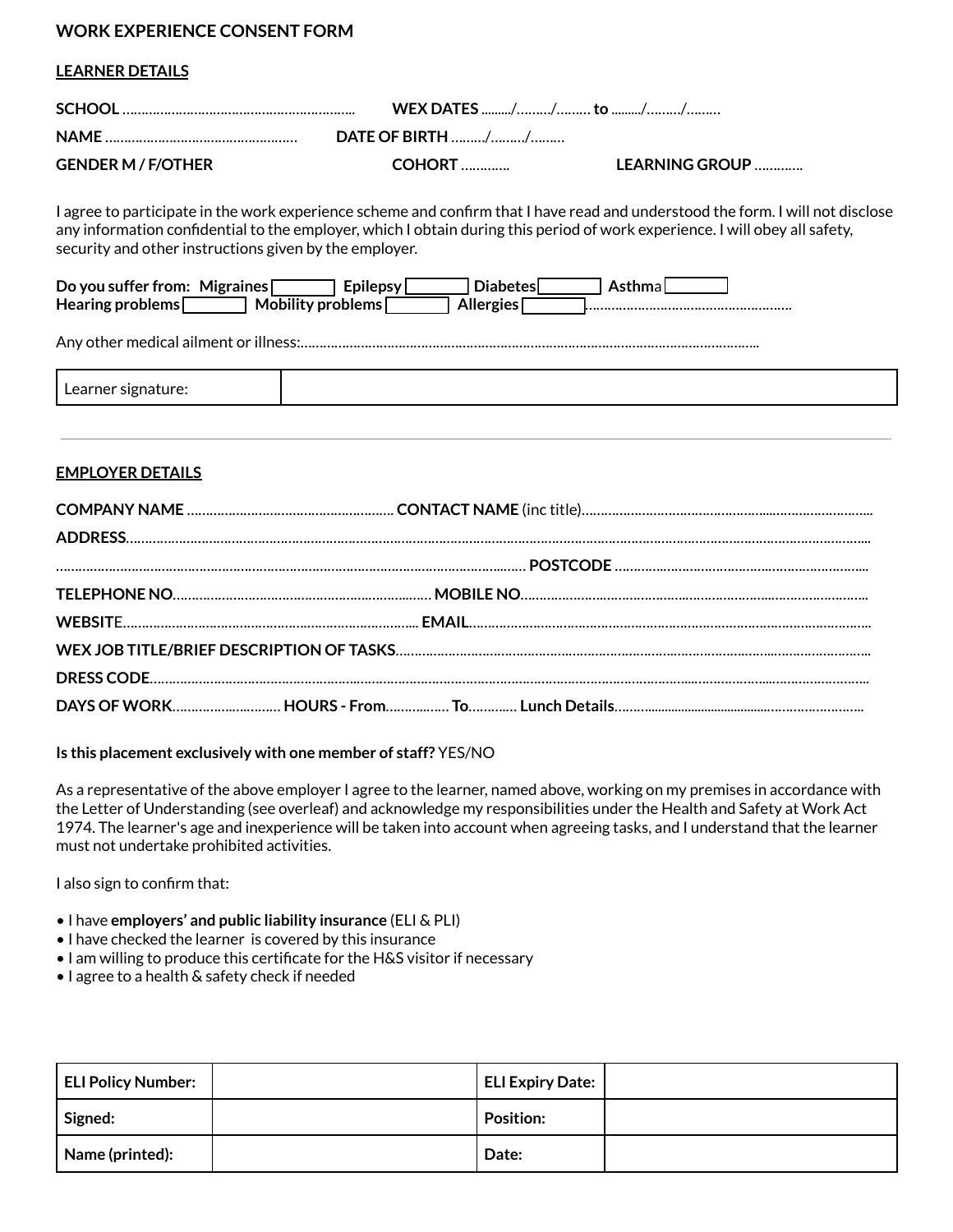# WORK EXPERIENCE CONSENT FORM

## LEARNER DETAILS

**SCHOOL** …………………………………………………….. **WEX DATES** ………/………/……… **to** ………/………/………

**NAME** …………………………………………… **DATE OF BIRTH** ………/………/………

**GENDER M / F/OTHER** **COHORT** …………. **LEARNING GROUP** ………….

I agree to participate in the work experience scheme and confirm that I have read and understood the form. I will not disclose any information confidential to the employer, which I obtain during this period of work experience. I will obey all safety, security and other instructions given by the employer.

**Do you suffer from: Migraines** ☐ **Epilepsy** ☐ **Diabetes** ☐ **Asthma** ☐
**Hearing problems** ☐ **Mobility problems** ☐ **Allergies** ☐………………………………………………

Any other medical ailment or illness:…………………………………………………………………………………………………..

| Learner signature: | |
|---|---|

---

## EMPLOYER DETAILS

**COMPANY NAME** ……………………………………………… **CONTACT NAME** (inc title)……………………………………………………………………

**ADDRESS**……………………………………………………………………………………………………………………………………………

……………………………………………………………………………………………… **POSTCODE** …………………………………………………

**TELEPHONE NO**…………………………………………………… **MOBILE NO**…………………………………………………………………

**WEBSITE**…………………………………………………………… **EMAIL**………………………………………………………………………

**WEX JOB TITLE/BRIEF DESCRIPTION OF TASKS**……………………………………………………………………………………

**DRESS CODE**………………………………………………………………………………………………………………………………………

**DAYS OF WORK**………………………… **HOURS - From**……………. **To**………… **Lunch Details**……………………………………………

**Is this placement exclusively with one member of staff?** YES/NO

As a representative of the above employer I agree to the learner, named above, working on my premises in accordance with the Letter of Understanding (see overleaf) and acknowledge my responsibilities under the Health and Safety at Work Act 1974. The learner's age and inexperience will be taken into account when agreeing tasks, and I understand that the learner must not undertake prohibited activities.

I also sign to confirm that:

- I have **employers' and public liability insurance** (ELI & PLI)
- I have checked the learner is covered by this insurance
- I am willing to produce this certificate for the H&S visitor if necessary
- I agree to a health & safety check if needed

| **ELI Policy Number:** | | **ELI Expiry Date:** | |
|---|---|---|---|
| **Signed:** | | **Position:** | |
| **Name (printed):** | | **Date:** | |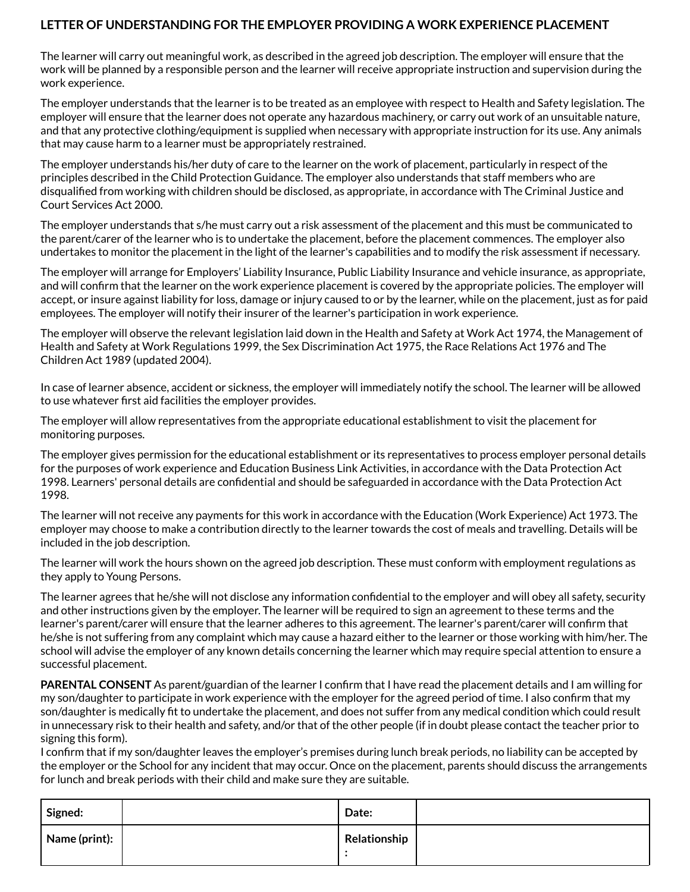## LETTER OF UNDERSTANDING FOR THE EMPLOYER PROVIDING A WORK EXPERIENCE PLACEMENT

The learner will carry out meaningful work, as described in the agreed job description. The employer will ensure that the work will be planned by a responsible person and the learner will receive appropriate instruction and supervision during the work experience.

The employer understands that the learner is to be treated as an employee with respect to Health and Safety legislation. The employer will ensure that the learner does not operate any hazardous machinery, or carry out work of an unsuitable nature, and that any protective clothing/equipment is supplied when necessary with appropriate instruction for its use. Any animals that may cause harm to a learner must be appropriately restrained.

The employer understands his/her duty of care to the learner on the work of placement, particularly in respect of the principles described in the Child Protection Guidance. The employer also understands that staff members who are disqualified from working with children should be disclosed, as appropriate, in accordance with The Criminal Justice and Court Services Act 2000.

The employer understands that s/he must carry out a risk assessment of the placement and this must be communicated to the parent/carer of the learner who is to undertake the placement, before the placement commences. The employer also undertakes to monitor the placement in the light of the learner's capabilities and to modify the risk assessment if necessary.

The employer will arrange for Employers' Liability Insurance, Public Liability Insurance and vehicle insurance, as appropriate, and will confirm that the learner on the work experience placement is covered by the appropriate policies. The employer will accept, or insure against liability for loss, damage or injury caused to or by the learner, while on the placement, just as for paid employees. The employer will notify their insurer of the learner's participation in work experience.

The employer will observe the relevant legislation laid down in the Health and Safety at Work Act 1974, the Management of Health and Safety at Work Regulations 1999, the Sex Discrimination Act 1975, the Race Relations Act 1976 and The Children Act 1989 (updated 2004).

In case of learner absence, accident or sickness, the employer will immediately notify the school. The learner will be allowed to use whatever first aid facilities the employer provides.

The employer will allow representatives from the appropriate educational establishment to visit the placement for monitoring purposes.

The employer gives permission for the educational establishment or its representatives to process employer personal details for the purposes of work experience and Education Business Link Activities, in accordance with the Data Protection Act 1998. Learners' personal details are confidential and should be safeguarded in accordance with the Data Protection Act 1998.

The learner will not receive any payments for this work in accordance with the Education (Work Experience) Act 1973. The employer may choose to make a contribution directly to the learner towards the cost of meals and travelling. Details will be included in the job description.

The learner will work the hours shown on the agreed job description. These must conform with employment regulations as they apply to Young Persons.

The learner agrees that he/she will not disclose any information confidential to the employer and will obey all safety, security and other instructions given by the employer. The learner will be required to sign an agreement to these terms and the learner's parent/carer will ensure that the learner adheres to this agreement. The learner's parent/carer will confirm that he/she is not suffering from any complaint which may cause a hazard either to the learner or those working with him/her. The school will advise the employer of any known details concerning the learner which may require special attention to ensure a successful placement.

**PARENTAL CONSENT** As parent/guardian of the learner I confirm that I have read the placement details and I am willing for my son/daughter to participate in work experience with the employer for the agreed period of time. I also confirm that my son/daughter is medically fit to undertake the placement, and does not suffer from any medical condition which could result in unnecessary risk to their health and safety, and/or that of the other people (if in doubt please contact the teacher prior to signing this form).
I confirm that if my son/daughter leaves the employer's premises during lunch break periods, no liability can be accepted by the employer or the School for any incident that may occur. Once on the placement, parents should discuss the arrangements for lunch and break periods with their child and make sure they are suitable.

| | | | |
|---|---|---|---|
| **Signed:** | | **Date:** | |
| **Name (print):** | | **Relationship:** | |